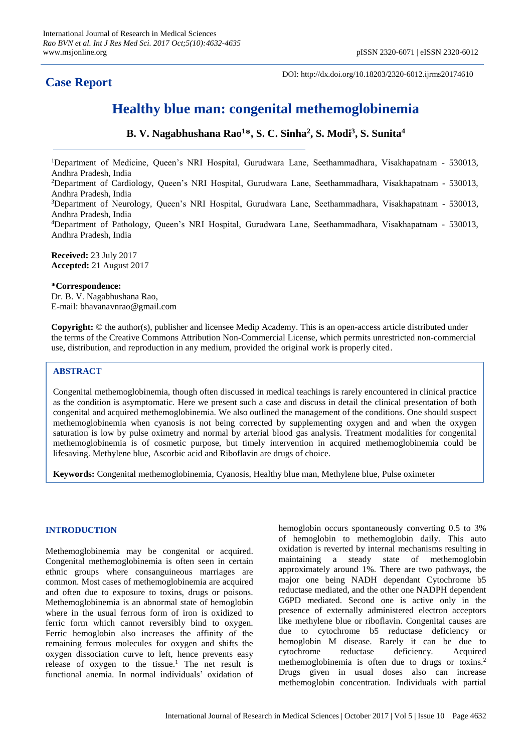**Case Report**

DOI: http://dx.doi.org/10.18203/2320-6012.ijrms20174610

# Healthy blue man: congenital methemoglobinemia

**B. V. Nagabhushana Rao[1]*, S. C. Sinha[2], S. Modi[3], S. Sunita[4]**

[1]Department of Medicine, Queen's NRI Hospital, Gurudwara Lane, Seethammadhara, Visakhapatnam - 530013, Andhra Pradesh, India

[2]Department of Cardiology, Queen's NRI Hospital, Gurudwara Lane, Seethammadhara, Visakhapatnam - 530013, Andhra Pradesh, India

[3]Department of Neurology, Queen's NRI Hospital, Gurudwara Lane, Seethammadhara, Visakhapatnam - 530013, Andhra Pradesh, India

[4]Department of Pathology, Queen's NRI Hospital, Gurudwara Lane, Seethammadhara, Visakhapatnam - 530013, Andhra Pradesh, India

**Received:** 23 July 2017
**Accepted:** 21 August 2017

**\*Correspondence:**
Dr. B. V. Nagabhushana Rao,
E-mail: bhavanavnrao@gmail.com

**Copyright:** © the author(s), publisher and licensee Medip Academy. This is an open-access article distributed under the terms of the Creative Commons Attribution Non-Commercial License, which permits unrestricted non-commercial use, distribution, and reproduction in any medium, provided the original work is properly cited.

## ABSTRACT

Congenital methemoglobinemia, though often discussed in medical teachings is rarely encountered in clinical practice as the condition is asymptomatic. Here we present such a case and discuss in detail the clinical presentation of both congenital and acquired methemoglobinemia. We also outlined the management of the conditions. One should suspect methemoglobinemia when cyanosis is not being corrected by supplementing oxygen and and when the oxygen saturation is low by pulse oximetry and normal by arterial blood gas analysis. Treatment modalities for congenital methemoglobinemia is of cosmetic purpose, but timely intervention in acquired methemoglobinemia could be lifesaving. Methylene blue, Ascorbic acid and Riboflavin are drugs of choice.

**Keywords:** Congenital methemoglobinemia, Cyanosis, Healthy blue man, Methylene blue, Pulse oximeter

## INTRODUCTION

Methemoglobinemia may be congenital or acquired. Congenital methemoglobinemia is often seen in certain ethnic groups where consanguineous marriages are common. Most cases of methemoglobinemia are acquired and often due to exposure to toxins, drugs or poisons. Methemoglobinemia is an abnormal state of hemoglobin where in the usual ferrous form of iron is oxidized to ferric form which cannot reversibly bind to oxygen. Ferric hemoglobin also increases the affinity of the remaining ferrous molecules for oxygen and shifts the oxygen dissociation curve to left, hence prevents easy release of oxygen to the tissue.[1] The net result is functional anemia. In normal individuals' oxidation of hemoglobin occurs spontaneously converting 0.5 to 3% of hemoglobin to methemoglobin daily. This auto oxidation is reverted by internal mechanisms resulting in maintaining a steady state of methemoglobin approximately around 1%. There are two pathways, the major one being NADH dependant Cytochrome b5 reductase mediated, and the other one NADPH dependent G6PD mediated. Second one is active only in the presence of externally administered electron acceptors like methylene blue or riboflavin. Congenital causes are due to cytochrome b5 reductase deficiency or hemoglobin M disease. Rarely it can be due to cytochrome reductase deficiency. Acquired methemoglobinemia is often due to drugs or toxins.[2] Drugs given in usual doses also can increase methemoglobin concentration. Individuals with partial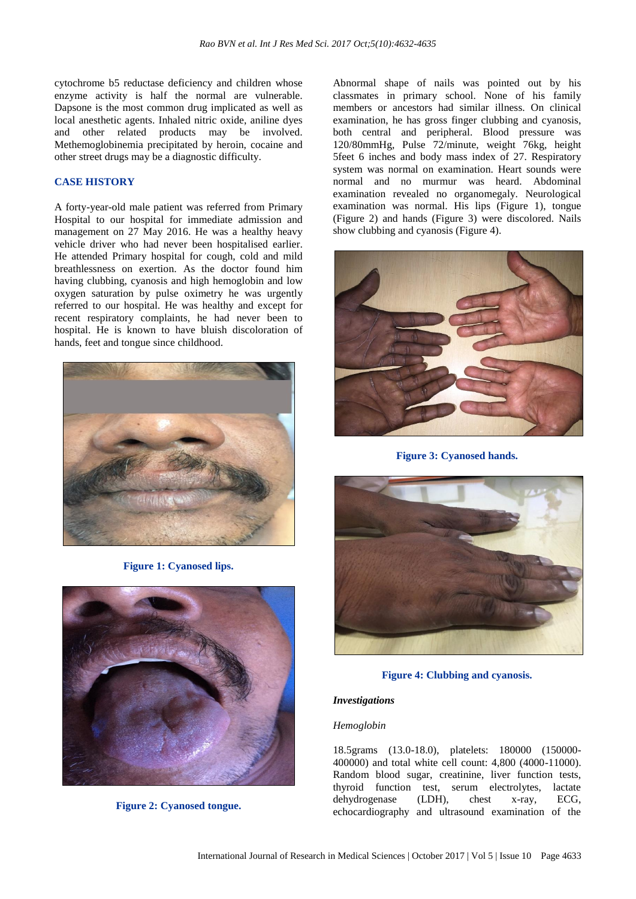cytochrome b5 reductase deficiency and children whose enzyme activity is half the normal are vulnerable. Dapsone is the most common drug implicated as well as local anesthetic agents. Inhaled nitric oxide, aniline dyes and other related products may be involved. Methemoglobinemia precipitated by heroin, cocaine and other street drugs may be a diagnostic difficulty.

## CASE HISTORY

A forty-year-old male patient was referred from Primary Hospital to our hospital for immediate admission and management on 27 May 2016. He was a healthy heavy vehicle driver who had never been hospitalised earlier. He attended Primary hospital for cough, cold and mild breathlessness on exertion. As the doctor found him having clubbing, cyanosis and high hemoglobin and low oxygen saturation by pulse oximetry he was urgently referred to our hospital. He was healthy and except for recent respiratory complaints, he had never been to hospital. He is known to have bluish discoloration of hands, feet and tongue since childhood.

**Figure 1: Cyanosed lips.**

**Figure 2: Cyanosed tongue.**

Abnormal shape of nails was pointed out by his classmates in primary school. None of his family members or ancestors had similar illness. On clinical examination, he has gross finger clubbing and cyanosis, both central and peripheral. Blood pressure was 120/80mmHg, Pulse 72/minute, weight 76kg, height 5feet 6 inches and body mass index of 27. Respiratory system was normal on examination. Heart sounds were normal and no murmur was heard. Abdominal examination revealed no organomegaly. Neurological examination was normal. His lips (Figure 1), tongue (Figure 2) and hands (Figure 3) were discolored. Nails show clubbing and cyanosis (Figure 4).

**Figure 3: Cyanosed hands.**

**Figure 4: Clubbing and cyanosis.**

### *Investigations*

*Hemoglobin*

18.5grams (13.0-18.0), platelets: 180000 (150000-400000) and total white cell count: 4,800 (4000-11000). Random blood sugar, creatinine, liver function tests, thyroid function test, serum electrolytes, lactate dehydrogenase (LDH), chest x-ray, ECG, echocardiography and ultrasound examination of the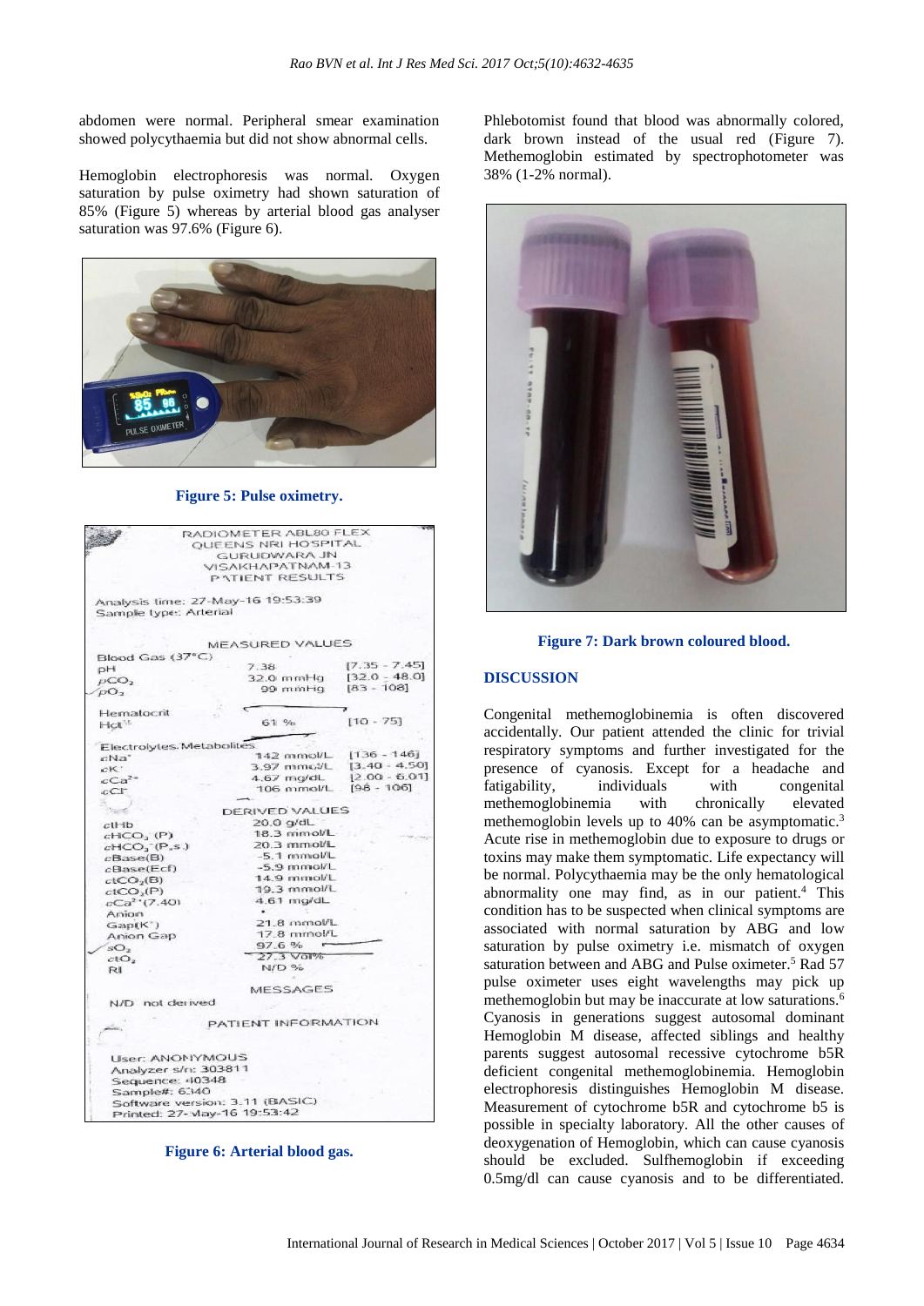abdomen were normal. Peripheral smear examination showed polycythaemia but did not show abnormal cells.

Hemoglobin electrophoresis was normal. Oxygen saturation by pulse oximetry had shown saturation of 85% (Figure 5) whereas by arterial blood gas analyser saturation was 97.6% (Figure 6).

**Figure 5: Pulse oximetry.**

**Figure 6: Arterial blood gas.**

Phlebotomist found that blood was abnormally colored, dark brown instead of the usual red (Figure 7). Methemoglobin estimated by spectrophotometer was 38% (1-2% normal).

**Figure 7: Dark brown coloured blood.**

## DISCUSSION

Congenital methemoglobinemia is often discovered accidentally. Our patient attended the clinic for trivial respiratory symptoms and further investigated for the presence of cyanosis. Except for a headache and fatigability, individuals with congenital methemoglobinemia with chronically elevated methemoglobin levels up to 40% can be asymptomatic.[3] Acute rise in methemoglobin due to exposure to drugs or toxins may make them symptomatic. Life expectancy will be normal. Polycythaemia may be the only hematological abnormality one may find, as in our patient.[4] This condition has to be suspected when clinical symptoms are associated with normal saturation by ABG and low saturation by pulse oximetry i.e. mismatch of oxygen saturation between and ABG and Pulse oximeter.[5] Rad 57 pulse oximeter uses eight wavelengths may pick up methemoglobin but may be inaccurate at low saturations.[6] Cyanosis in generations suggest autosomal dominant Hemoglobin M disease, affected siblings and healthy parents suggest autosomal recessive cytochrome b5R deficient congenital methemoglobinemia. Hemoglobin electrophoresis distinguishes Hemoglobin M disease. Measurement of cytochrome b5R and cytochrome b5 is possible in specialty laboratory. All the other causes of deoxygenation of Hemoglobin, which can cause cyanosis should be excluded. Sulfhemoglobin if exceeding 0.5mg/dl can cause cyanosis and to be differentiated.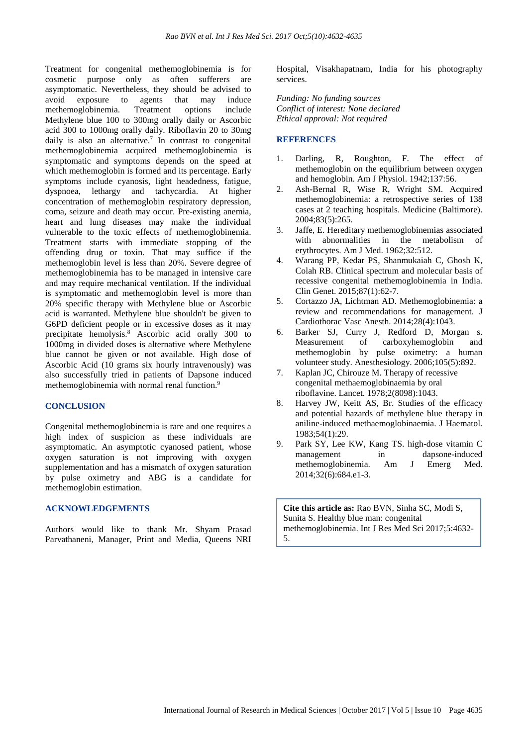Treatment for congenital methemoglobinemia is for cosmetic purpose only as often sufferers are asymptomatic. Nevertheless, they should be advised to avoid exposure to agents that may induce methemoglobinemia. Treatment options include Methylene blue 100 to 300mg orally daily or Ascorbic acid 300 to 1000mg orally daily. Riboflavin 20 to 30mg daily is also an alternative.[7] In contrast to congenital methemoglobinemia acquired methemoglobinemia is symptomatic and symptoms depends on the speed at which methemoglobin is formed and its percentage. Early symptoms include cyanosis, light headedness, fatigue, dyspnoea, lethargy and tachycardia. At higher concentration of methemoglobin respiratory depression, coma, seizure and death may occur. Pre-existing anemia, heart and lung diseases may make the individual vulnerable to the toxic effects of methemoglobinemia. Treatment starts with immediate stopping of the offending drug or toxin. That may suffice if the methemoglobin level is less than 20%. Severe degree of methemoglobinemia has to be managed in intensive care and may require mechanical ventilation. If the individual is symptomatic and methemoglobin level is more than 20% specific therapy with Methylene blue or Ascorbic acid is warranted. Methylene blue shouldn't be given to G6PD deficient people or in excessive doses as it may precipitate hemolysis.[8] Ascorbic acid orally 300 to 1000mg in divided doses is alternative where Methylene blue cannot be given or not available. High dose of Ascorbic Acid (10 grams six hourly intravenously) was also successfully tried in patients of Dapsone induced methemoglobinemia with normal renal function.[9]

## CONCLUSION

Congenital methemoglobinemia is rare and one requires a high index of suspicion as these individuals are asymptomatic. An asymptotic cyanosed patient, whose oxygen saturation is not improving with oxygen supplementation and has a mismatch of oxygen saturation by pulse oximetry and ABG is a candidate for methemoglobin estimation.

## ACKNOWLEDGEMENTS

Authors would like to thank Mr. Shyam Prasad Parvathaneni, Manager, Print and Media, Queens NRI Hospital, Visakhapatnam, India for his photography services.

*Funding: No funding sources*
*Conflict of interest: None declared*
*Ethical approval: Not required*

## REFERENCES

1. Darling, R, Roughton, F. The effect of methemoglobin on the equilibrium between oxygen and hemoglobin. Am J Physiol. 1942;137:56.
2. Ash-Bernal R, Wise R, Wright SM. Acquired methemoglobinemia: a retrospective series of 138 cases at 2 teaching hospitals. Medicine (Baltimore). 2004;83(5):265.
3. Jaffe, E. Hereditary methemoglobinemias associated with abnormalities in the metabolism of erythrocytes. Am J Med. 1962;32:512.
4. Warang PP, Kedar PS, Shanmukaiah C, Ghosh K, Colah RB. Clinical spectrum and molecular basis of recessive congenital methemoglobinemia in India. Clin Genet. 2015;87(1):62-7.
5. Cortazzo JA, Lichtman AD. Methemoglobinemia: a review and recommendations for management. J Cardiothorac Vasc Anesth. 2014;28(4):1043.
6. Barker SJ, Curry J, Redford D, Morgan s. Measurement of carboxyhemoglobin and methemoglobin by pulse oximetry: a human volunteer study. Anesthesiology. 2006;105(5):892.
7. Kaplan JC, Chirouze M. Therapy of recessive congenital methaemoglobinaemia by oral riboflavine. Lancet. 1978;2(8098):1043.
8. Harvey JW, Keitt AS, Br. Studies of the efficacy and potential hazards of methylene blue therapy in aniline-induced methaemoglobinaemia. J Haematol. 1983;54(1):29.
9. Park SY, Lee KW, Kang TS. high-dose vitamin C management in dapsone-induced methemoglobinemia. Am J Emerg Med. 2014;32(6):684.e1-3.

**Cite this article as:** Rao BVN, Sinha SC, Modi S, Sunita S. Healthy blue man: congenital methemoglobinemia. Int J Res Med Sci 2017;5:4632-5.